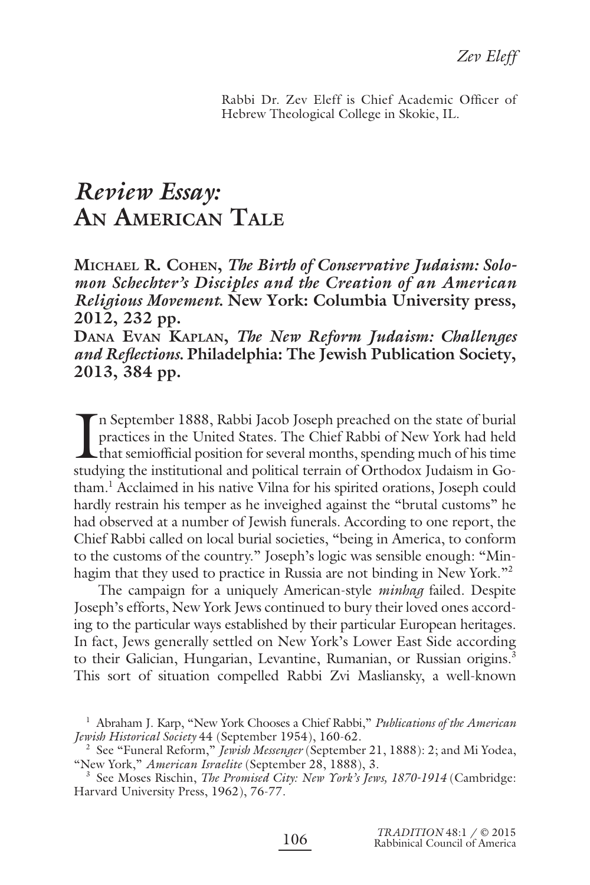*Zev Eleff*

Rabbi Dr. Zev Eleff is Chief Academic Officer of Hebrew Theological College in Skokie, IL.

# *Review Essay:* An American Tale

**Michael R. Cohen, *The Birth of Conservative Judaism: Solomon Schechter's Disciples and the Creation of an American Religious Movement.* New York: Columbia University press, 2012, 232 pp.**

**Dana Evan Kaplan, *The New Reform Judaism: Challenges and Reflections.* Philadelphia: The Jewish Publication Society, 2013, 384 pp.**

In September 1888, Rabbi Jacob Joseph preached on the state of burial practices in the United States. The Chief Rabbi of New York had held that semiofficial position for several months, spending much of his time studying the institutional and political terrain of Orthodox Judaism in Gotham.[1] Acclaimed in his native Vilna for his spirited orations, Joseph could hardly restrain his temper as he inveighed against the "brutal customs" he had observed at a number of Jewish funerals. According to one report, the Chief Rabbi called on local burial societies, "being in America, to conform to the customs of the country." Joseph's logic was sensible enough: "Minhagim that they used to practice in Russia are not binding in New York."[2]

The campaign for a uniquely American-style *minhag* failed. Despite Joseph's efforts, New York Jews continued to bury their loved ones according to the particular ways established by their particular European heritages. In fact, Jews generally settled on New York's Lower East Side according to their Galician, Hungarian, Levantine, Rumanian, or Russian origins.[3] This sort of situation compelled Rabbi Zvi Masliansky, a well-known

[1] Abraham J. Karp, "New York Chooses a Chief Rabbi," *Publications of the American Jewish Historical Society* 44 (September 1954), 160-62.

[2] See "Funeral Reform," *Jewish Messenger* (September 21, 1888): 2; and Mi Yodea, "New York," *American Israelite* (September 28, 1888), 3.

[3] See Moses Rischin, *The Promised City: New York's Jews, 1870-1914* (Cambridge: Harvard University Press, 1962), 76-77.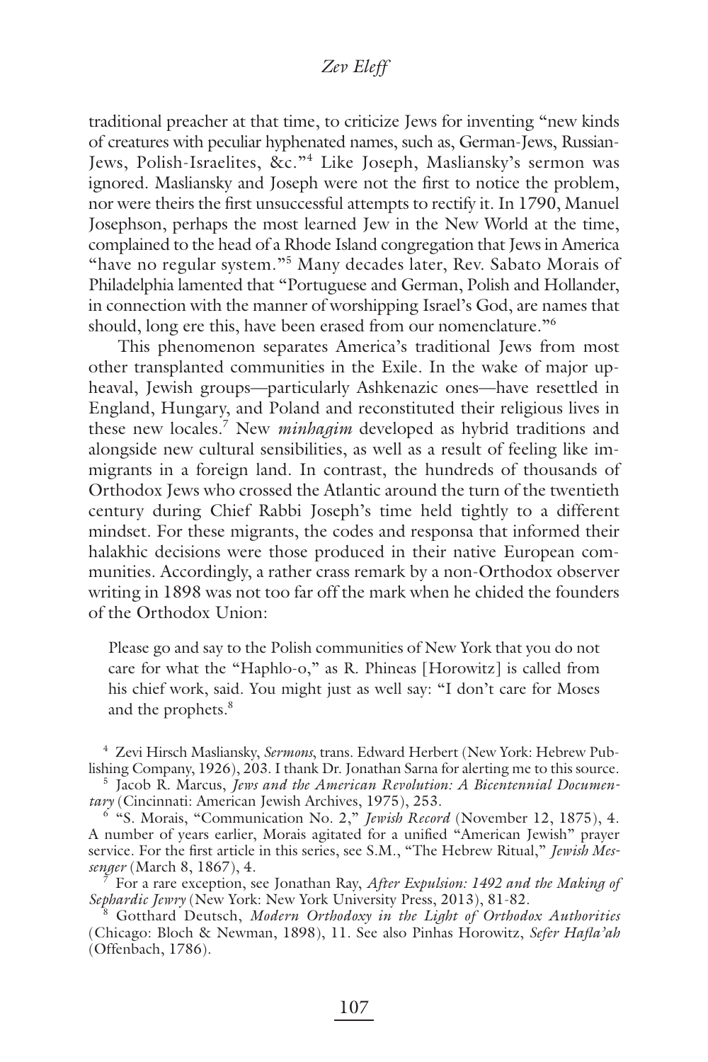traditional preacher at that time, to criticize Jews for inventing "new kinds of creatures with peculiar hyphenated names, such as, German-Jews, Russian-Jews, Polish-Israelites, &c."[4] Like Joseph, Masliansky's sermon was ignored. Masliansky and Joseph were not the first to notice the problem, nor were theirs the first unsuccessful attempts to rectify it. In 1790, Manuel Josephson, perhaps the most learned Jew in the New World at the time, complained to the head of a Rhode Island congregation that Jews in America "have no regular system."[5] Many decades later, Rev. Sabato Morais of Philadelphia lamented that "Portuguese and German, Polish and Hollander, in connection with the manner of worshipping Israel's God, are names that should, long ere this, have been erased from our nomenclature."[6]

This phenomenon separates America's traditional Jews from most other transplanted communities in the Exile. In the wake of major upheaval, Jewish groups—particularly Ashkenazic ones—have resettled in England, Hungary, and Poland and reconstituted their religious lives in these new locales.[7] New *minhagim* developed as hybrid traditions and alongside new cultural sensibilities, as well as a result of feeling like immigrants in a foreign land. In contrast, the hundreds of thousands of Orthodox Jews who crossed the Atlantic around the turn of the twentieth century during Chief Rabbi Joseph's time held tightly to a different mindset. For these migrants, the codes and responsa that informed their halakhic decisions were those produced in their native European communities. Accordingly, a rather crass remark by a non-Orthodox observer writing in 1898 was not too far off the mark when he chided the founders of the Orthodox Union:

> Please go and say to the Polish communities of New York that you do not care for what the "Haphlo-o," as R. Phineas [Horowitz] is called from his chief work, said. You might just as well say: "I don't care for Moses and the prophets.[8]

[4] Zevi Hirsch Masliansky, *Sermons*, trans. Edward Herbert (New York: Hebrew Publishing Company, 1926), 203. I thank Dr. Jonathan Sarna for alerting me to this source.

[5] Jacob R. Marcus, *Jews and the American Revolution: A Bicentennial Documentary* (Cincinnati: American Jewish Archives, 1975), 253.

[6] "S. Morais, "Communication No. 2," *Jewish Record* (November 12, 1875), 4. A number of years earlier, Morais agitated for a unified "American Jewish" prayer service. For the first article in this series, see S.M., "The Hebrew Ritual," *Jewish Messenger* (March 8, 1867), 4.

[7] For a rare exception, see Jonathan Ray, *After Expulsion: 1492 and the Making of Sephardic Jewry* (New York: New York University Press, 2013), 81-82.

[8] Gotthard Deutsch, *Modern Orthodoxy in the Light of Orthodox Authorities* (Chicago: Bloch & Newman, 1898), 11. See also Pinhas Horowitz, *Sefer Hafla'ah* (Offenbach, 1786).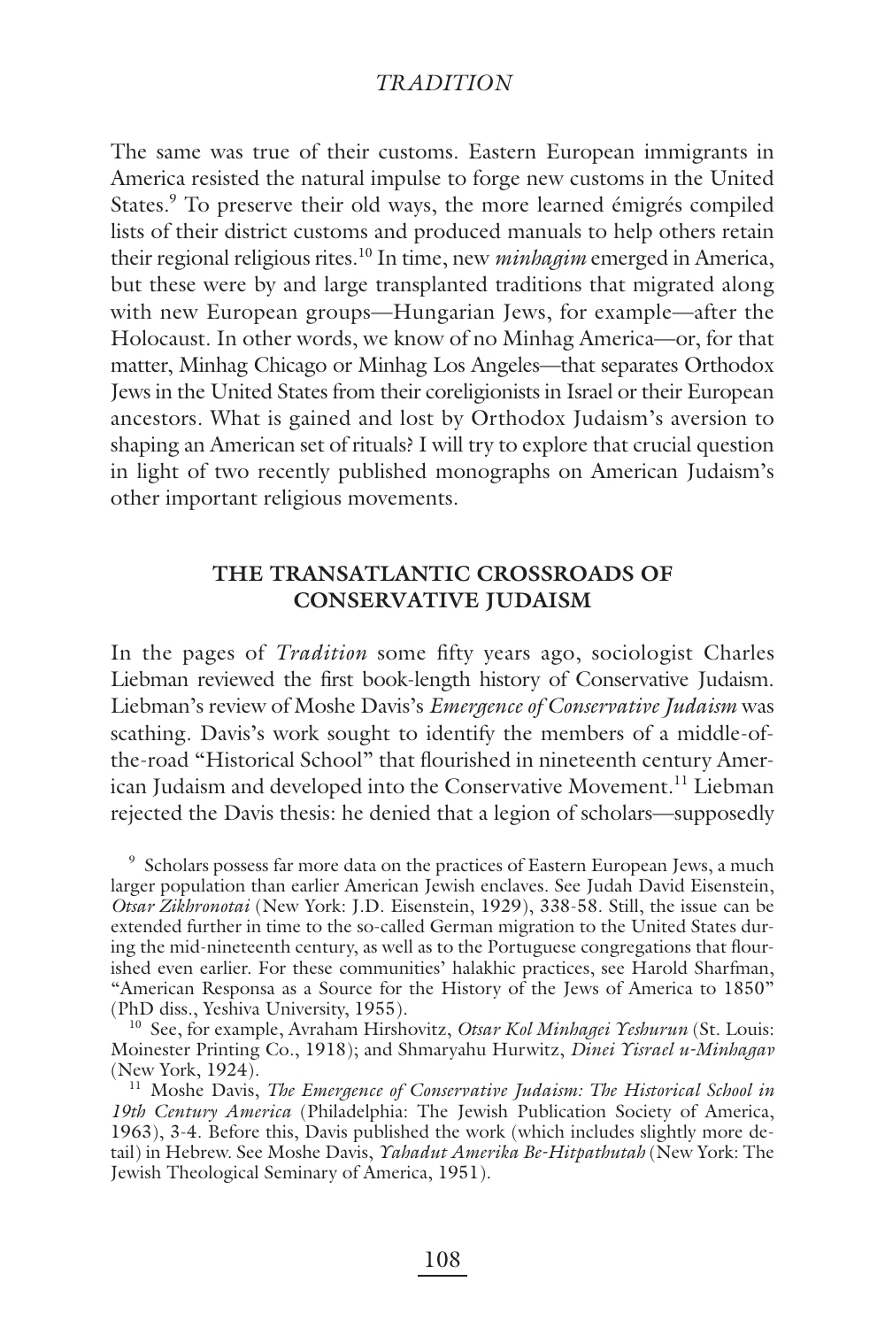The same was true of their customs. Eastern European immigrants in America resisted the natural impulse to forge new customs in the United States.[9] To preserve their old ways, the more learned émigrés compiled lists of their district customs and produced manuals to help others retain their regional religious rites.[10] In time, new *minhagim* emerged in America, but these were by and large transplanted traditions that migrated along with new European groups—Hungarian Jews, for example—after the Holocaust. In other words, we know of no Minhag America—or, for that matter, Minhag Chicago or Minhag Los Angeles—that separates Orthodox Jews in the United States from their coreligionists in Israel or their European ancestors. What is gained and lost by Orthodox Judaism's aversion to shaping an American set of rituals? I will try to explore that crucial question in light of two recently published monographs on American Judaism's other important religious movements.

## THE TRANSATLANTIC CROSSROADS OF CONSERVATIVE JUDAISM

In the pages of *Tradition* some fifty years ago, sociologist Charles Liebman reviewed the first book-length history of Conservative Judaism. Liebman's review of Moshe Davis's *Emergence of Conservative Judaism* was scathing. Davis's work sought to identify the members of a middle-of-the-road "Historical School" that flourished in nineteenth century American Judaism and developed into the Conservative Movement.[11] Liebman rejected the Davis thesis: he denied that a legion of scholars—supposedly

---

[9] Scholars possess far more data on the practices of Eastern European Jews, a much larger population than earlier American Jewish enclaves. See Judah David Eisenstein, *Otsar Zikhronotai* (New York: J.D. Eisenstein, 1929), 338-58. Still, the issue can be extended further in time to the so-called German migration to the United States during the mid-nineteenth century, as well as to the Portuguese congregations that flourished even earlier. For these communities' halakhic practices, see Harold Sharfman, "American Responsa as a Source for the History of the Jews of America to 1850" (PhD diss., Yeshiva University, 1955).

[10] See, for example, Avraham Hirshovitz, *Otsar Kol Minhagei Yeshurun* (St. Louis: Moinester Printing Co., 1918); and Shmaryahu Hurwitz, *Dinei Yisrael u-Minhagav* (New York, 1924).

[11] Moshe Davis, *The Emergence of Conservative Judaism: The Historical School in 19th Century America* (Philadelphia: The Jewish Publication Society of America, 1963), 3-4. Before this, Davis published the work (which includes slightly more detail) in Hebrew. See Moshe Davis, *Yahadut Amerika Be-Hitpathutah* (New York: The Jewish Theological Seminary of America, 1951).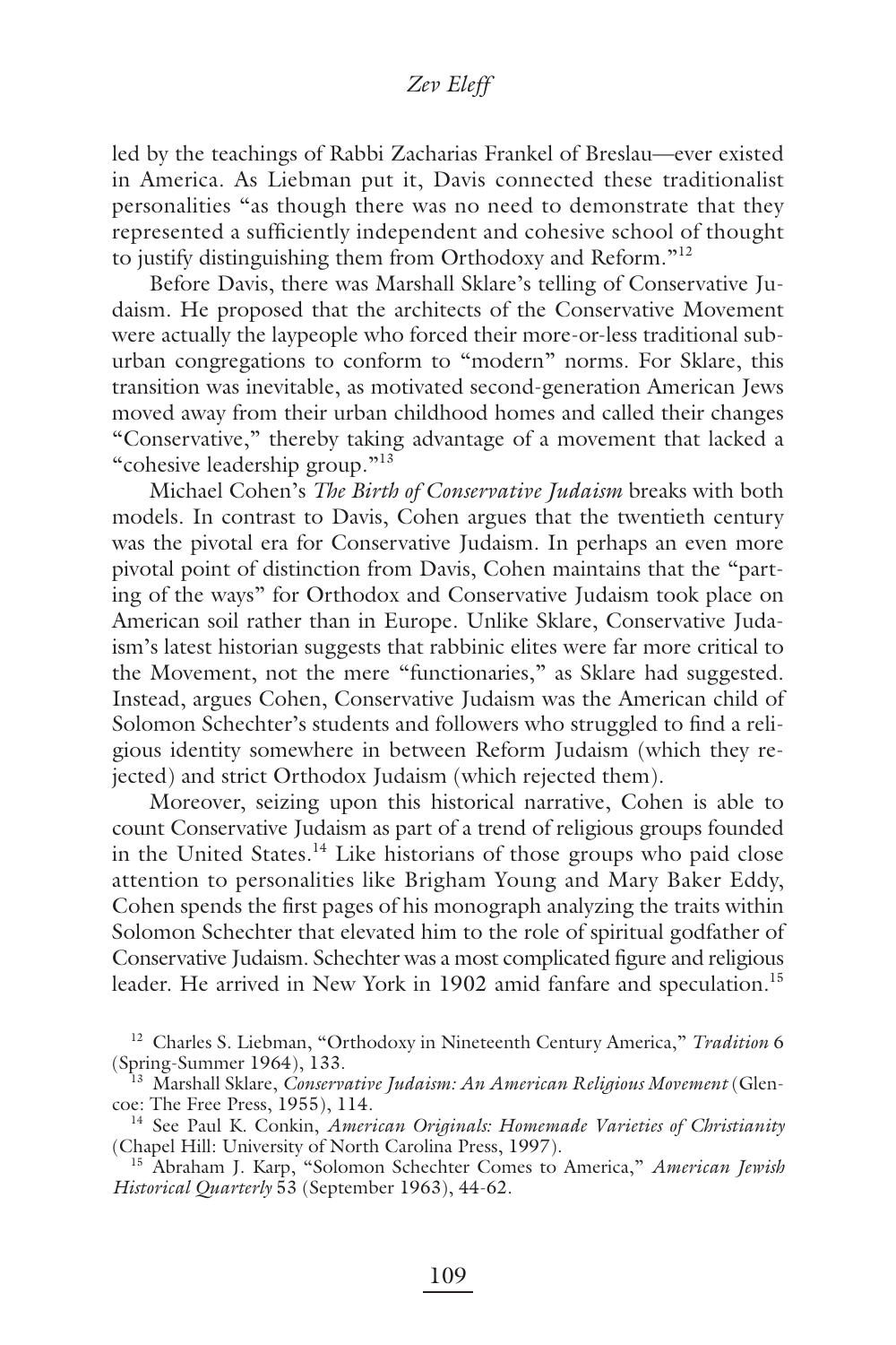led by the teachings of Rabbi Zacharias Frankel of Breslau—ever existed in America. As Liebman put it, Davis connected these traditionalist personalities "as though there was no need to demonstrate that they represented a sufficiently independent and cohesive school of thought to justify distinguishing them from Orthodoxy and Reform."[12]

Before Davis, there was Marshall Sklare's telling of Conservative Judaism. He proposed that the architects of the Conservative Movement were actually the laypeople who forced their more-or-less traditional suburban congregations to conform to "modern" norms. For Sklare, this transition was inevitable, as motivated second-generation American Jews moved away from their urban childhood homes and called their changes "Conservative," thereby taking advantage of a movement that lacked a "cohesive leadership group."[13]

Michael Cohen's *The Birth of Conservative Judaism* breaks with both models. In contrast to Davis, Cohen argues that the twentieth century was the pivotal era for Conservative Judaism. In perhaps an even more pivotal point of distinction from Davis, Cohen maintains that the "parting of the ways" for Orthodox and Conservative Judaism took place on American soil rather than in Europe. Unlike Sklare, Conservative Judaism's latest historian suggests that rabbinic elites were far more critical to the Movement, not the mere "functionaries," as Sklare had suggested. Instead, argues Cohen, Conservative Judaism was the American child of Solomon Schechter's students and followers who struggled to find a religious identity somewhere in between Reform Judaism (which they rejected) and strict Orthodox Judaism (which rejected them).

Moreover, seizing upon this historical narrative, Cohen is able to count Conservative Judaism as part of a trend of religious groups founded in the United States.[14] Like historians of those groups who paid close attention to personalities like Brigham Young and Mary Baker Eddy, Cohen spends the first pages of his monograph analyzing the traits within Solomon Schechter that elevated him to the role of spiritual godfather of Conservative Judaism. Schechter was a most complicated figure and religious leader. He arrived in New York in 1902 amid fanfare and speculation.[15]

---

[12] Charles S. Liebman, "Orthodoxy in Nineteenth Century America," *Tradition* 6 (Spring-Summer 1964), 133.

[13] Marshall Sklare, *Conservative Judaism: An American Religious Movement* (Glencoe: The Free Press, 1955), 114.

[14] See Paul K. Conkin, *American Originals: Homemade Varieties of Christianity* (Chapel Hill: University of North Carolina Press, 1997).

[15] Abraham J. Karp, "Solomon Schechter Comes to America," *American Jewish Historical Quarterly* 53 (September 1963), 44-62.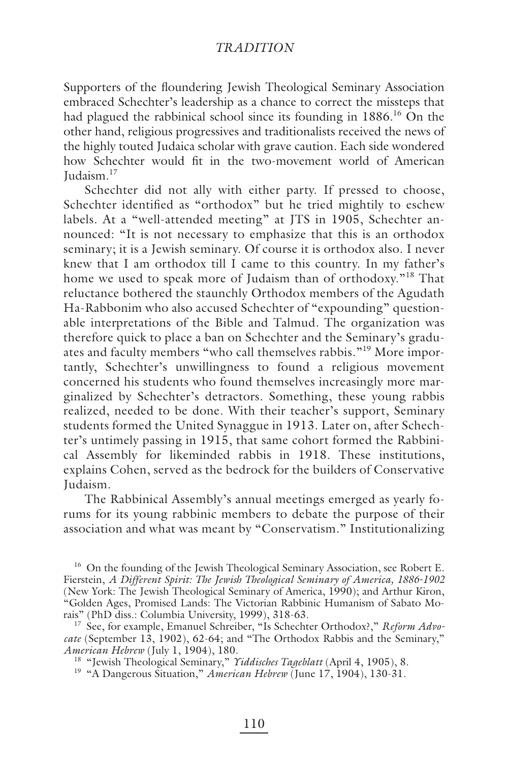Supporters of the floundering Jewish Theological Seminary Association embraced Schechter's leadership as a chance to correct the missteps that had plagued the rabbinical school since its founding in 1886.[16] On the other hand, religious progressives and traditionalists received the news of the highly touted Judaica scholar with grave caution. Each side wondered how Schechter would fit in the two-movement world of American Judaism.[17]

Schechter did not ally with either party. If pressed to choose, Schechter identified as "orthodox" but he tried mightily to eschew labels. At a "well-attended meeting" at JTS in 1905, Schechter announced: "It is not necessary to emphasize that this is an orthodox seminary; it is a Jewish seminary. Of course it is orthodox also. I never knew that I am orthodox till I came to this country. In my father's home we used to speak more of Judaism than of orthodoxy."[18] That reluctance bothered the staunchly Orthodox members of the Agudath Ha-Rabbonim who also accused Schechter of "expounding" questionable interpretations of the Bible and Talmud. The organization was therefore quick to place a ban on Schechter and the Seminary's graduates and faculty members "who call themselves rabbis."[19] More importantly, Schechter's unwillingness to found a religious movement concerned his students who found themselves increasingly more marginalized by Schechter's detractors. Something, these young rabbis realized, needed to be done. With their teacher's support, Seminary students formed the United Synaggue in 1913. Later on, after Schechter's untimely passing in 1915, that same cohort formed the Rabbinical Assembly for likeminded rabbis in 1918. These institutions, explains Cohen, served as the bedrock for the builders of Conservative Judaism.

The Rabbinical Assembly's annual meetings emerged as yearly forums for its young rabbinic members to debate the purpose of their association and what was meant by "Conservatism." Institutionalizing

[16] On the founding of the Jewish Theological Seminary Association, see Robert E. Fierstein, *A Different Spirit: The Jewish Theological Seminary of America, 1886-1902* (New York: The Jewish Theological Seminary of America, 1990); and Arthur Kiron, "Golden Ages, Promised Lands: The Victorian Rabbinic Humanism of Sabato Morais" (PhD diss.: Columbia University, 1999), 318-63.

[17] See, for example, Emanuel Schreiber, "Is Schechter Orthodox?," *Reform Advocate* (September 13, 1902), 62-64; and "The Orthodox Rabbis and the Seminary," *American Hebrew* (July 1, 1904), 180.

[18] "Jewish Theological Seminary," *Yiddisches Tageblatt* (April 4, 1905), 8.

[19] "A Dangerous Situation," *American Hebrew* (June 17, 1904), 130-31.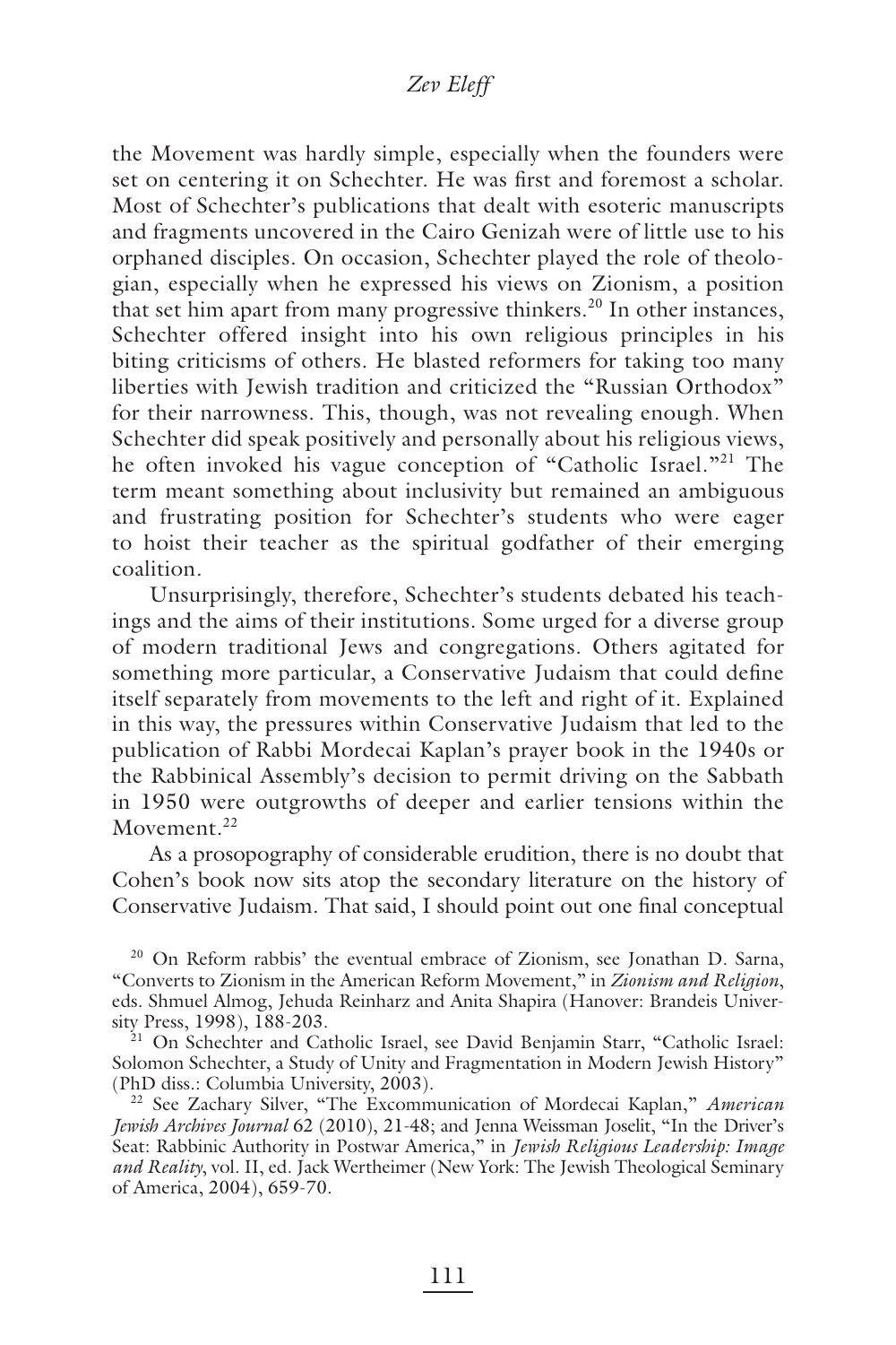the Movement was hardly simple, especially when the founders were set on centering it on Schechter. He was first and foremost a scholar. Most of Schechter's publications that dealt with esoteric manuscripts and fragments uncovered in the Cairo Genizah were of little use to his orphaned disciples. On occasion, Schechter played the role of theologian, especially when he expressed his views on Zionism, a position that set him apart from many progressive thinkers.[20] In other instances, Schechter offered insight into his own religious principles in his biting criticisms of others. He blasted reformers for taking too many liberties with Jewish tradition and criticized the "Russian Orthodox" for their narrowness. This, though, was not revealing enough. When Schechter did speak positively and personally about his religious views, he often invoked his vague conception of "Catholic Israel."[21] The term meant something about inclusivity but remained an ambiguous and frustrating position for Schechter's students who were eager to hoist their teacher as the spiritual godfather of their emerging coalition.

Unsurprisingly, therefore, Schechter's students debated his teachings and the aims of their institutions. Some urged for a diverse group of modern traditional Jews and congregations. Others agitated for something more particular, a Conservative Judaism that could define itself separately from movements to the left and right of it. Explained in this way, the pressures within Conservative Judaism that led to the publication of Rabbi Mordecai Kaplan's prayer book in the 1940s or the Rabbinical Assembly's decision to permit driving on the Sabbath in 1950 were outgrowths of deeper and earlier tensions within the Movement.[22]

As a prosopography of considerable erudition, there is no doubt that Cohen's book now sits atop the secondary literature on the history of Conservative Judaism. That said, I should point out one final conceptual

[20] On Reform rabbis' the eventual embrace of Zionism, see Jonathan D. Sarna, "Converts to Zionism in the American Reform Movement," in *Zionism and Religion*, eds. Shmuel Almog, Jehuda Reinharz and Anita Shapira (Hanover: Brandeis University Press, 1998), 188-203.

[21] On Schechter and Catholic Israel, see David Benjamin Starr, "Catholic Israel: Solomon Schechter, a Study of Unity and Fragmentation in Modern Jewish History" (PhD diss.: Columbia University, 2003).

[22] See Zachary Silver, "The Excommunication of Mordecai Kaplan," *American Jewish Archives Journal* 62 (2010), 21-48; and Jenna Weissman Joselit, "In the Driver's Seat: Rabbinic Authority in Postwar America," in *Jewish Religious Leadership: Image and Reality*, vol. II, ed. Jack Wertheimer (New York: The Jewish Theological Seminary of America, 2004), 659-70.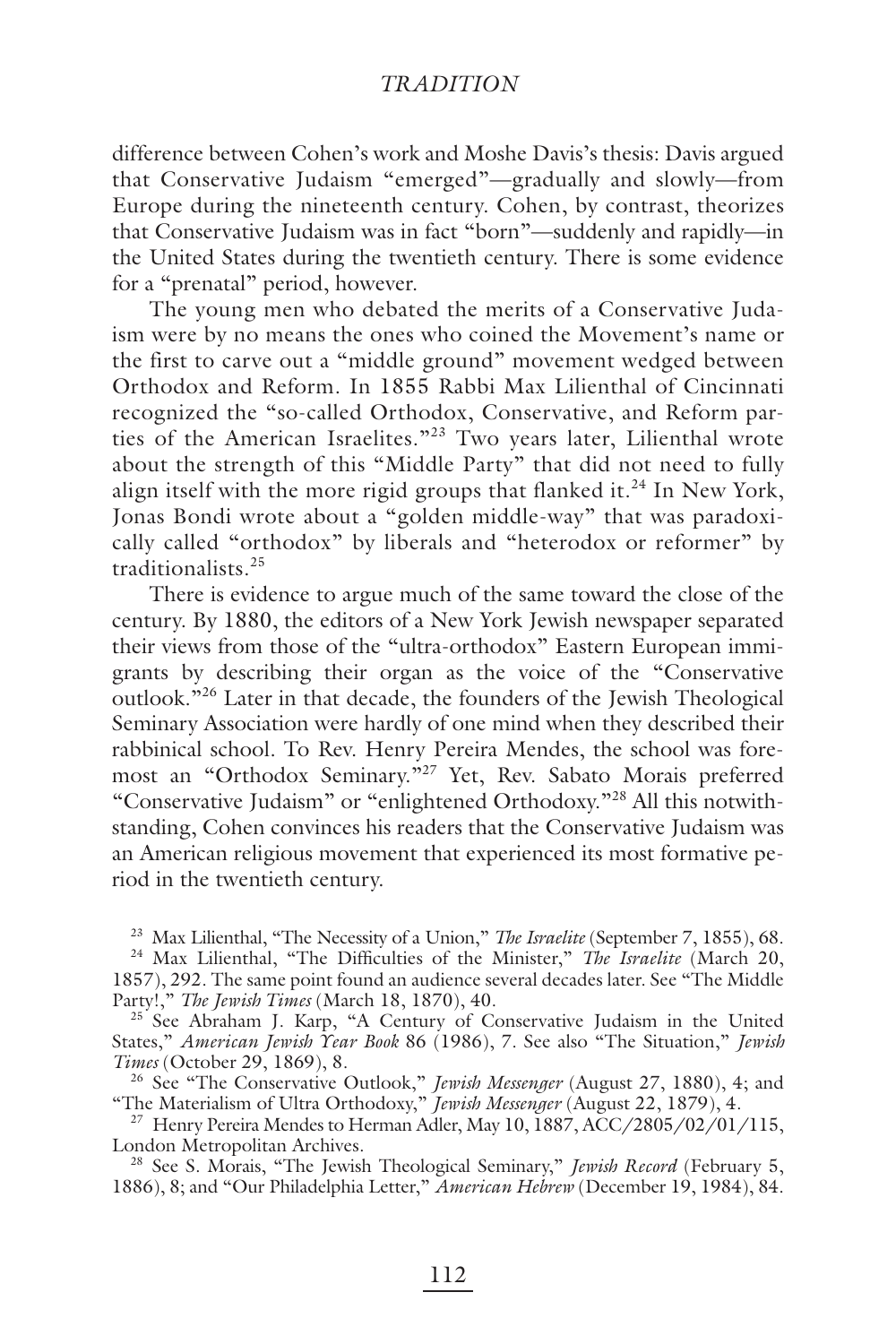difference between Cohen's work and Moshe Davis's thesis: Davis argued that Conservative Judaism "emerged"—gradually and slowly—from Europe during the nineteenth century. Cohen, by contrast, theorizes that Conservative Judaism was in fact "born"—suddenly and rapidly—in the United States during the twentieth century. There is some evidence for a "prenatal" period, however.

The young men who debated the merits of a Conservative Judaism were by no means the ones who coined the Movement's name or the first to carve out a "middle ground" movement wedged between Orthodox and Reform. In 1855 Rabbi Max Lilienthal of Cincinnati recognized the "so-called Orthodox, Conservative, and Reform parties of the American Israelites."[23] Two years later, Lilienthal wrote about the strength of this "Middle Party" that did not need to fully align itself with the more rigid groups that flanked it.[24] In New York, Jonas Bondi wrote about a "golden middle-way" that was paradoxically called "orthodox" by liberals and "heterodox or reformer" by traditionalists.[25]

There is evidence to argue much of the same toward the close of the century. By 1880, the editors of a New York Jewish newspaper separated their views from those of the "ultra-orthodox" Eastern European immigrants by describing their organ as the voice of the "Conservative outlook."[26] Later in that decade, the founders of the Jewish Theological Seminary Association were hardly of one mind when they described their rabbinical school. To Rev. Henry Pereira Mendes, the school was foremost an "Orthodox Seminary."[27] Yet, Rev. Sabato Morais preferred "Conservative Judaism" or "enlightened Orthodoxy."[28] All this notwithstanding, Cohen convinces his readers that the Conservative Judaism was an American religious movement that experienced its most formative period in the twentieth century.

[23] Max Lilienthal, "The Necessity of a Union," *The Israelite* (September 7, 1855), 68.

[24] Max Lilienthal, "The Difficulties of the Minister," *The Israelite* (March 20, 1857), 292. The same point found an audience several decades later. See "The Middle Party!," *The Jewish Times* (March 18, 1870), 40.

[25] See Abraham J. Karp, "A Century of Conservative Judaism in the United States," *American Jewish Year Book* 86 (1986), 7. See also "The Situation," *Jewish Times* (October 29, 1869), 8.

[26] See "The Conservative Outlook," *Jewish Messenger* (August 27, 1880), 4; and "The Materialism of Ultra Orthodoxy," *Jewish Messenger* (August 22, 1879), 4.

[27] Henry Pereira Mendes to Herman Adler, May 10, 1887, ACC/2805/02/01/115, London Metropolitan Archives.

[28] See S. Morais, "The Jewish Theological Seminary," *Jewish Record* (February 5, 1886), 8; and "Our Philadelphia Letter," *American Hebrew* (December 19, 1984), 84.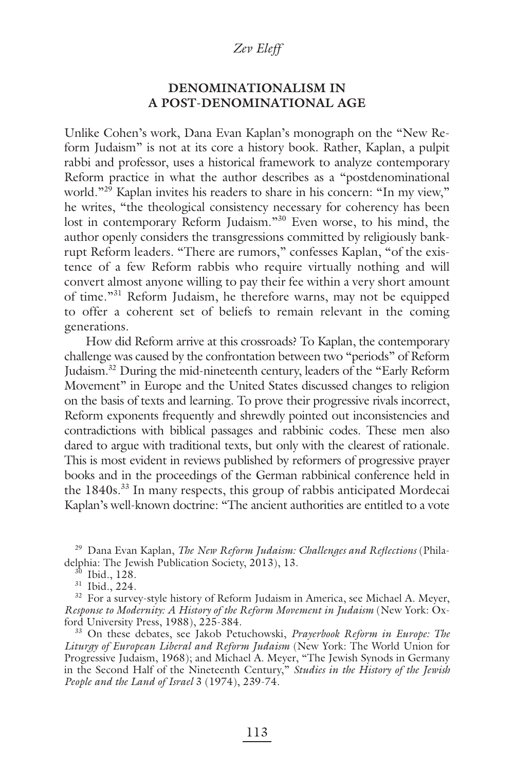## DENOMINATIONALISM IN A POST-DENOMINATIONAL AGE

Unlike Cohen's work, Dana Evan Kaplan's monograph on the "New Reform Judaism" is not at its core a history book. Rather, Kaplan, a pulpit rabbi and professor, uses a historical framework to analyze contemporary Reform practice in what the author describes as a "postdenominational world."[29] Kaplan invites his readers to share in his concern: "In my view," he writes, "the theological consistency necessary for coherency has been lost in contemporary Reform Judaism."[30] Even worse, to his mind, the author openly considers the transgressions committed by religiously bankrupt Reform leaders. "There are rumors," confesses Kaplan, "of the existence of a few Reform rabbis who require virtually nothing and will convert almost anyone willing to pay their fee within a very short amount of time."[31] Reform Judaism, he therefore warns, may not be equipped to offer a coherent set of beliefs to remain relevant in the coming generations.

How did Reform arrive at this crossroads? To Kaplan, the contemporary challenge was caused by the confrontation between two "periods" of Reform Judaism.[32] During the mid-nineteenth century, leaders of the "Early Reform Movement" in Europe and the United States discussed changes to religion on the basis of texts and learning. To prove their progressive rivals incorrect, Reform exponents frequently and shrewdly pointed out inconsistencies and contradictions with biblical passages and rabbinic codes. These men also dared to argue with traditional texts, but only with the clearest of rationale. This is most evident in reviews published by reformers of progressive prayer books and in the proceedings of the German rabbinical conference held in the 1840s.[33] In many respects, this group of rabbis anticipated Mordecai Kaplan's well-known doctrine: "The ancient authorities are entitled to a vote

[29] Dana Evan Kaplan, *The New Reform Judaism: Challenges and Reflections* (Philadelphia: The Jewish Publication Society, 2013), 13.

[30] Ibid., 128.

[31] Ibid., 224.

[32] For a survey-style history of Reform Judaism in America, see Michael A. Meyer, *Response to Modernity: A History of the Reform Movement in Judaism* (New York: Oxford University Press, 1988), 225-384.

[33] On these debates, see Jakob Petuchowski, *Prayerbook Reform in Europe: The Liturgy of European Liberal and Reform Judaism* (New York: The World Union for Progressive Judaism, 1968); and Michael A. Meyer, "The Jewish Synods in Germany in the Second Half of the Nineteenth Century," *Studies in the History of the Jewish People and the Land of Israel* 3 (1974), 239-74.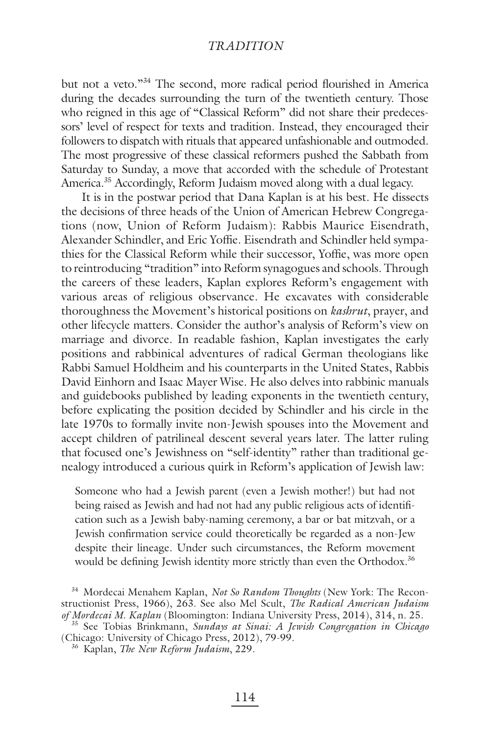but not a veto."[34] The second, more radical period flourished in America during the decades surrounding the turn of the twentieth century. Those who reigned in this age of "Classical Reform" did not share their predecessors' level of respect for texts and tradition. Instead, they encouraged their followers to dispatch with rituals that appeared unfashionable and outmoded. The most progressive of these classical reformers pushed the Sabbath from Saturday to Sunday, a move that accorded with the schedule of Protestant America.[35] Accordingly, Reform Judaism moved along with a dual legacy.

It is in the postwar period that Dana Kaplan is at his best. He dissects the decisions of three heads of the Union of American Hebrew Congregations (now, Union of Reform Judaism): Rabbis Maurice Eisendrath, Alexander Schindler, and Eric Yoffie. Eisendrath and Schindler held sympathies for the Classical Reform while their successor, Yoffie, was more open to reintroducing "tradition" into Reform synagogues and schools. Through the careers of these leaders, Kaplan explores Reform's engagement with various areas of religious observance. He excavates with considerable thoroughness the Movement's historical positions on *kashrut*, prayer, and other lifecycle matters. Consider the author's analysis of Reform's view on marriage and divorce. In readable fashion, Kaplan investigates the early positions and rabbinical adventures of radical German theologians like Rabbi Samuel Holdheim and his counterparts in the United States, Rabbis David Einhorn and Isaac Mayer Wise. He also delves into rabbinic manuals and guidebooks published by leading exponents in the twentieth century, before explicating the position decided by Schindler and his circle in the late 1970s to formally invite non-Jewish spouses into the Movement and accept children of patrilineal descent several years later. The latter ruling that focused one's Jewishness on "self-identity" rather than traditional genealogy introduced a curious quirk in Reform's application of Jewish law:

> Someone who had a Jewish parent (even a Jewish mother!) but had not being raised as Jewish and had not had any public religious acts of identification such as a Jewish baby-naming ceremony, a bar or bat mitzvah, or a Jewish confirmation service could theoretically be regarded as a non-Jew despite their lineage. Under such circumstances, the Reform movement would be defining Jewish identity more strictly than even the Orthodox.[36]

[34] Mordecai Menahem Kaplan, *Not So Random Thoughts* (New York: The Reconstructionist Press, 1966), 263. See also Mel Scult, *The Radical American Judaism of Mordecai M. Kaplan* (Bloomington: Indiana University Press, 2014), 314, n. 25.

[35] See Tobias Brinkmann, *Sundays at Sinai: A Jewish Congregation in Chicago* (Chicago: University of Chicago Press, 2012), 79-99.

[36] Kaplan, *The New Reform Judaism*, 229.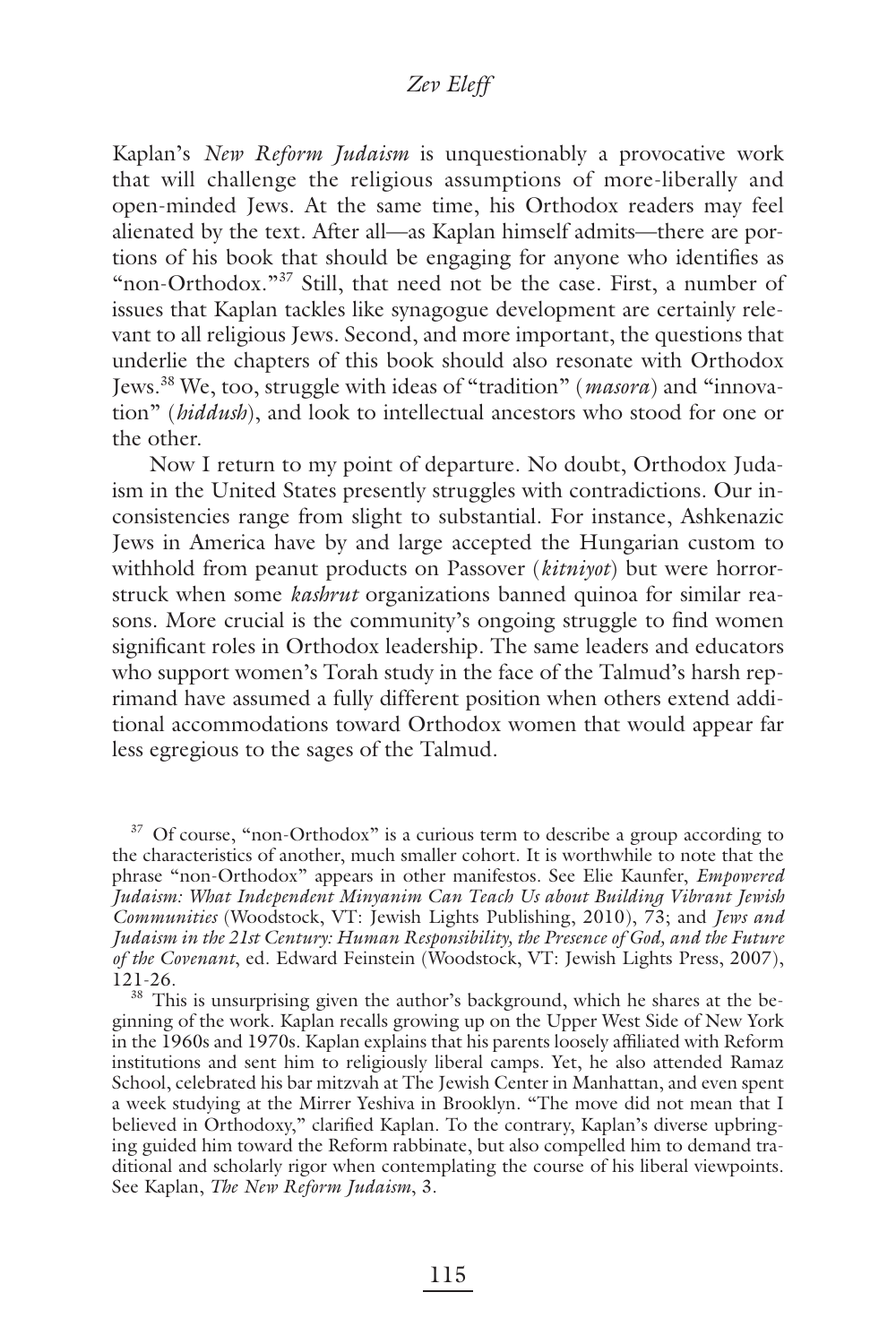Kaplan's *New Reform Judaism* is unquestionably a provocative work that will challenge the religious assumptions of more-liberally and open-minded Jews. At the same time, his Orthodox readers may feel alienated by the text. After all—as Kaplan himself admits—there are portions of his book that should be engaging for anyone who identifies as "non-Orthodox."[37] Still, that need not be the case. First, a number of issues that Kaplan tackles like synagogue development are certainly relevant to all religious Jews. Second, and more important, the questions that underlie the chapters of this book should also resonate with Orthodox Jews.[38] We, too, struggle with ideas of "tradition" (*masora*) and "innovation" (*hiddush*), and look to intellectual ancestors who stood for one or the other.

Now I return to my point of departure. No doubt, Orthodox Judaism in the United States presently struggles with contradictions. Our inconsistencies range from slight to substantial. For instance, Ashkenazic Jews in America have by and large accepted the Hungarian custom to withhold from peanut products on Passover (*kitniyot*) but were horror-struck when some *kashrut* organizations banned quinoa for similar reasons. More crucial is the community's ongoing struggle to find women significant roles in Orthodox leadership. The same leaders and educators who support women's Torah study in the face of the Talmud's harsh reprimand have assumed a fully different position when others extend additional accommodations toward Orthodox women that would appear far less egregious to the sages of the Talmud.

[37] Of course, "non-Orthodox" is a curious term to describe a group according to the characteristics of another, much smaller cohort. It is worthwhile to note that the phrase "non-Orthodox" appears in other manifestos. See Elie Kaunfer, *Empowered Judaism: What Independent Minyanim Can Teach Us about Building Vibrant Jewish Communities* (Woodstock, VT: Jewish Lights Publishing, 2010), 73; and *Jews and Judaism in the 21st Century: Human Responsibility, the Presence of God, and the Future of the Covenant*, ed. Edward Feinstein (Woodstock, VT: Jewish Lights Press, 2007), 121-26.

[38] This is unsurprising given the author's background, which he shares at the beginning of the work. Kaplan recalls growing up on the Upper West Side of New York in the 1960s and 1970s. Kaplan explains that his parents loosely affiliated with Reform institutions and sent him to religiously liberal camps. Yet, he also attended Ramaz School, celebrated his bar mitzvah at The Jewish Center in Manhattan, and even spent a week studying at the Mirrer Yeshiva in Brooklyn. "The move did not mean that I believed in Orthodoxy," clarified Kaplan. To the contrary, Kaplan's diverse upbringing guided him toward the Reform rabbinate, but also compelled him to demand traditional and scholarly rigor when contemplating the course of his liberal viewpoints. See Kaplan, *The New Reform Judaism*, 3.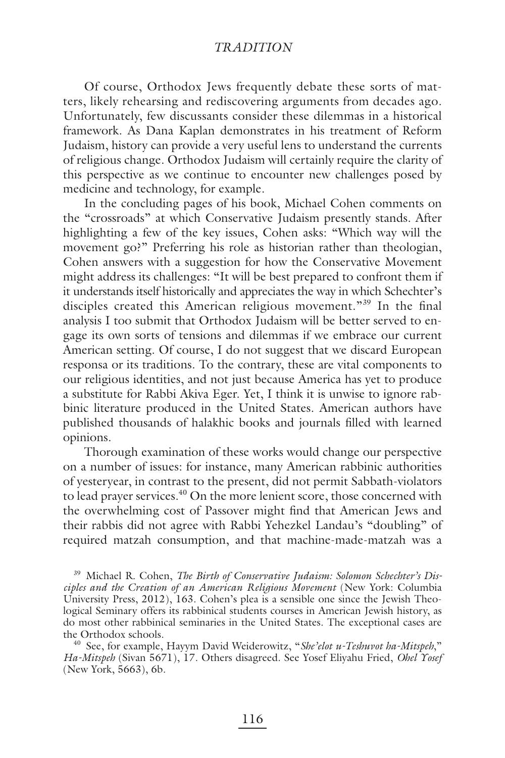Of course, Orthodox Jews frequently debate these sorts of matters, likely rehearsing and rediscovering arguments from decades ago. Unfortunately, few discussants consider these dilemmas in a historical framework. As Dana Kaplan demonstrates in his treatment of Reform Judaism, history can provide a very useful lens to understand the currents of religious change. Orthodox Judaism will certainly require the clarity of this perspective as we continue to encounter new challenges posed by medicine and technology, for example.

In the concluding pages of his book, Michael Cohen comments on the "crossroads" at which Conservative Judaism presently stands. After highlighting a few of the key issues, Cohen asks: "Which way will the movement go?" Preferring his role as historian rather than theologian, Cohen answers with a suggestion for how the Conservative Movement might address its challenges: "It will be best prepared to confront them if it understands itself historically and appreciates the way in which Schechter's disciples created this American religious movement."[39] In the final analysis I too submit that Orthodox Judaism will be better served to engage its own sorts of tensions and dilemmas if we embrace our current American setting. Of course, I do not suggest that we discard European responsa or its traditions. To the contrary, these are vital components to our religious identities, and not just because America has yet to produce a substitute for Rabbi Akiva Eger. Yet, I think it is unwise to ignore rabbinic literature produced in the United States. American authors have published thousands of halakhic books and journals filled with learned opinions.

Thorough examination of these works would change our perspective on a number of issues: for instance, many American rabbinic authorities of yesteryear, in contrast to the present, did not permit Sabbath-violators to lead prayer services.[40] On the more lenient score, those concerned with the overwhelming cost of Passover might find that American Jews and their rabbis did not agree with Rabbi Yehezkel Landau's "doubling" of required matzah consumption, and that machine-made-matzah was a

---

[39] Michael R. Cohen, *The Birth of Conservative Judaism: Solomon Schechter's Disciples and the Creation of an American Religious Movement* (New York: Columbia University Press, 2012), 163. Cohen's plea is a sensible one since the Jewish Theological Seminary offers its rabbinical students courses in American Jewish history, as do most other rabbinical seminaries in the United States. The exceptional cases are the Orthodox schools.

[40] See, for example, Hayym David Weiderowitz, "*She'elot u-Teshuvot ha-Mitspeh*," *Ha-Mitspeh* (Sivan 5671), 17. Others disagreed. See Yosef Eliyahu Fried, *Ohel Yosef* (New York, 5663), 6b.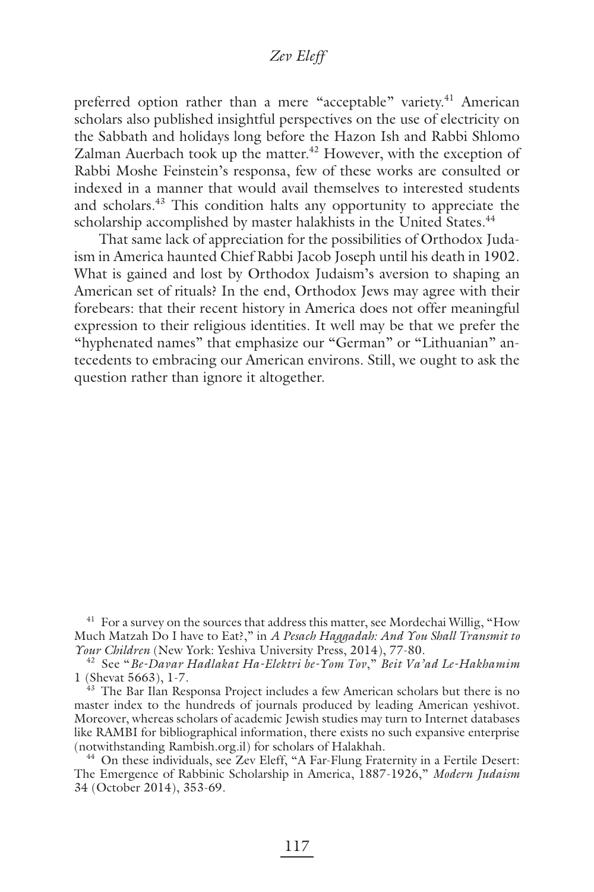preferred option rather than a mere "acceptable" variety.[41] American scholars also published insightful perspectives on the use of electricity on the Sabbath and holidays long before the Hazon Ish and Rabbi Shlomo Zalman Auerbach took up the matter.[42] However, with the exception of Rabbi Moshe Feinstein's responsa, few of these works are consulted or indexed in a manner that would avail themselves to interested students and scholars.[43] This condition halts any opportunity to appreciate the scholarship accomplished by master halakhists in the United States.[44]

That same lack of appreciation for the possibilities of Orthodox Judaism in America haunted Chief Rabbi Jacob Joseph until his death in 1902. What is gained and lost by Orthodox Judaism's aversion to shaping an American set of rituals? In the end, Orthodox Jews may agree with their forebears: that their recent history in America does not offer meaningful expression to their religious identities. It well may be that we prefer the "hyphenated names" that emphasize our "German" or "Lithuanian" antecedents to embracing our American environs. Still, we ought to ask the question rather than ignore it altogether.

---

[41] For a survey on the sources that address this matter, see Mordechai Willig, "How Much Matzah Do I have to Eat?," in *A Pesach Haggadah: And You Shall Transmit to Your Children* (New York: Yeshiva University Press, 2014), 77-80.

[42] See "*Be-Davar Hadlakat Ha-Elektri be-Yom Tov*," *Beit Va'ad Le-Hakhamim* 1 (Shevat 5663), 1-7.

[43] The Bar Ilan Responsa Project includes a few American scholars but there is no master index to the hundreds of journals produced by leading American yeshivot. Moreover, whereas scholars of academic Jewish studies may turn to Internet databases like RAMBI for bibliographical information, there exists no such expansive enterprise (notwithstanding Rambish.org.il) for scholars of Halakhah.

[44] On these individuals, see Zev Eleff, "A Far-Flung Fraternity in a Fertile Desert: The Emergence of Rabbinic Scholarship in America, 1887-1926," *Modern Judaism* 34 (October 2014), 353-69.